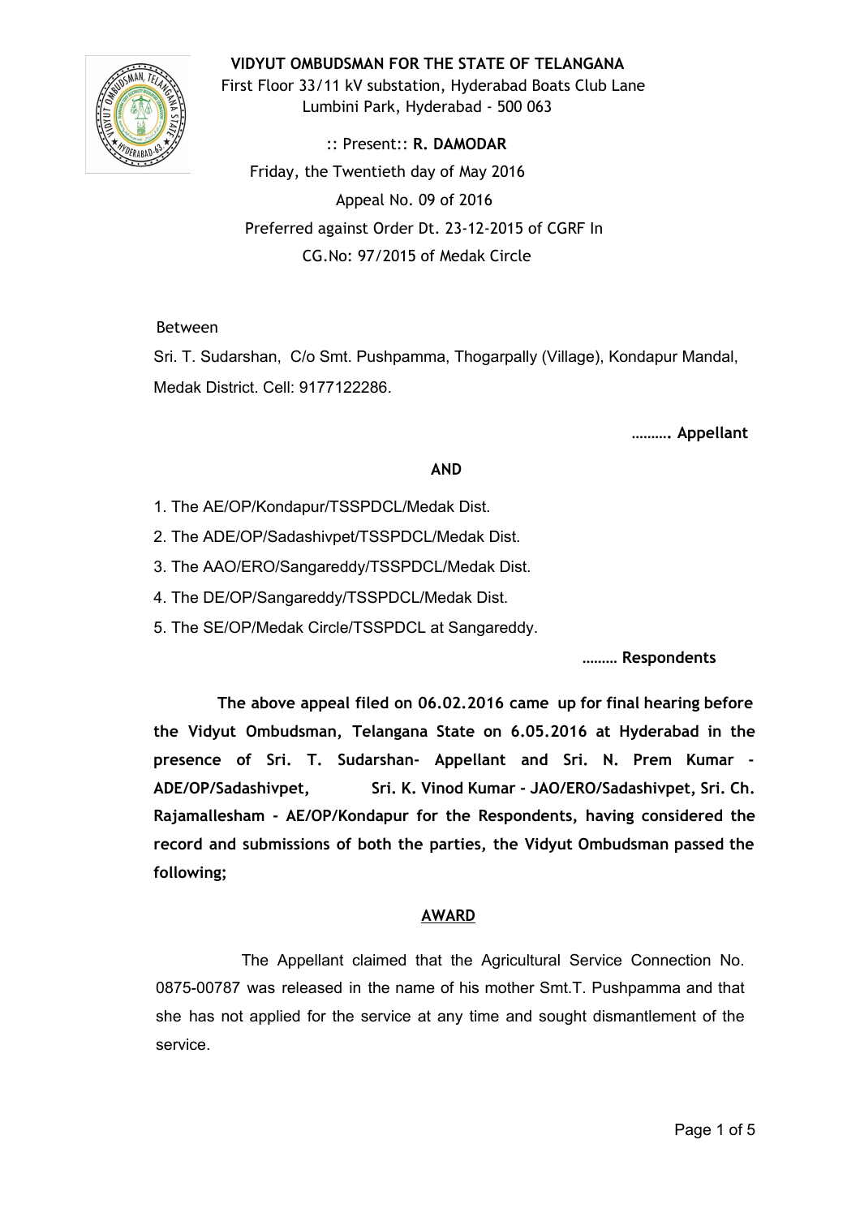**VIDYUT OMBUDSMAN FOR THE STATE OF TELANGANA**
First Floor 33/11 kV substation, Hyderabad Boats Club Lane
Lumbini Park, Hyderabad - 500 063

:: Present:: **R. DAMODAR**
Friday, the Twentieth day of May 2016
Appeal No. 09 of 2016
Preferred against Order Dt. 23-12-2015 of CGRF In
CG.No: 97/2015 of Medak Circle

Between

Sri. T. Sudarshan, C/o Smt. Pushpamma, Thogarpally (Village), Kondapur Mandal, Medak District. Cell: 9177122286.

**………. Appellant**

**AND**

1. The AE/OP/Kondapur/TSSPDCL/Medak Dist.
2. The ADE/OP/Sadashivpet/TSSPDCL/Medak Dist.
3. The AAO/ERO/Sangareddy/TSSPDCL/Medak Dist.
4. The DE/OP/Sangareddy/TSSPDCL/Medak Dist.
5. The SE/OP/Medak Circle/TSSPDCL at Sangareddy.

**……… Respondents**

**The above appeal filed on 06.02.2016 came up for final hearing before the Vidyut Ombudsman, Telangana State on 6.05.2016 at Hyderabad in the presence of Sri. T. Sudarshan- Appellant and Sri. N. Prem Kumar - ADE/OP/Sadashivpet, Sri. K. Vinod Kumar - JAO/ERO/Sadashivpet, Sri. Ch. Rajamallesham - AE/OP/Kondapur for the Respondents, having considered the record and submissions of both the parties, the Vidyut Ombudsman passed the following;**

## AWARD

The Appellant claimed that the Agricultural Service Connection No. 0875-00787 was released in the name of his mother Smt.T. Pushpamma and that she has not applied for the service at any time and sought dismantlement of the service.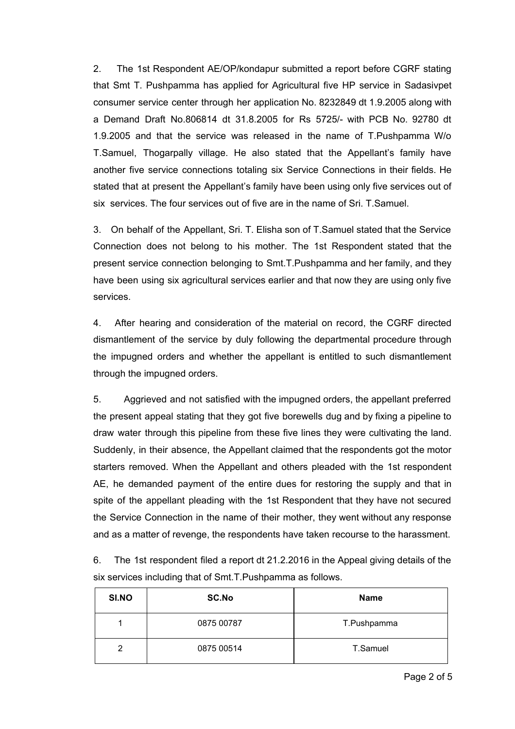2. The 1st Respondent AE/OP/kondapur submitted a report before CGRF stating that Smt T. Pushpamma has applied for Agricultural five HP service in Sadasivpet consumer service center through her application No. 8232849 dt 1.9.2005 along with a Demand Draft No.806814 dt 31.8.2005 for Rs 5725/- with PCB No. 92780 dt 1.9.2005 and that the service was released in the name of T.Pushpamma W/o T.Samuel, Thogarpally village. He also stated that the Appellant's family have another five service connections totaling six Service Connections in their fields. He stated that at present the Appellant's family have been using only five services out of six services. The four services out of five are in the name of Sri. T.Samuel.

3. On behalf of the Appellant, Sri. T. Elisha son of T.Samuel stated that the Service Connection does not belong to his mother. The 1st Respondent stated that the present service connection belonging to Smt.T.Pushpamma and her family, and they have been using six agricultural services earlier and that now they are using only five services.

4. After hearing and consideration of the material on record, the CGRF directed dismantlement of the service by duly following the departmental procedure through the impugned orders and whether the appellant is entitled to such dismantlement through the impugned orders.

5. Aggrieved and not satisfied with the impugned orders, the appellant preferred the present appeal stating that they got five borewells dug and by fixing a pipeline to draw water through this pipeline from these five lines they were cultivating the land. Suddenly, in their absence, the Appellant claimed that the respondents got the motor starters removed. When the Appellant and others pleaded with the 1st respondent AE, he demanded payment of the entire dues for restoring the supply and that in spite of the appellant pleading with the 1st Respondent that they have not secured the Service Connection in the name of their mother, they went without any response and as a matter of revenge, the respondents have taken recourse to the harassment.

6. The 1st respondent filed a report dt 21.2.2016 in the Appeal giving details of the six services including that of Smt.T.Pushpamma as follows.

| SI.NO | SC.No | Name |
|---|---|---|
| 1 | 0875 00787 | T.Pushpamma |
| 2 | 0875 00514 | T.Samuel |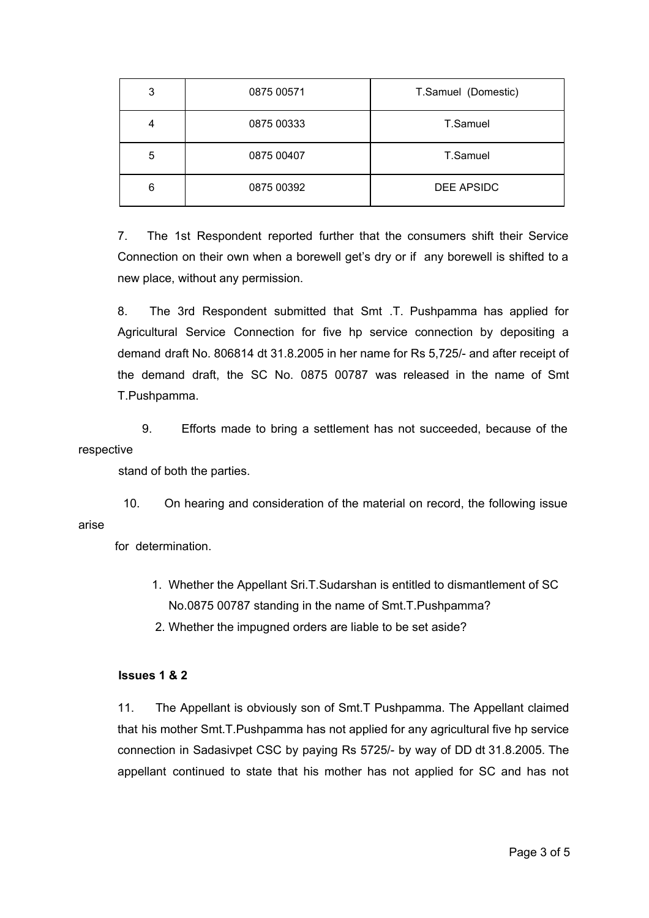| 3 | 0875 00571 | T.Samuel (Domestic) |
|---|---|---|
| 4 | 0875 00333 | T.Samuel |
| 5 | 0875 00407 | T.Samuel |
| 6 | 0875 00392 | DEE APSIDC |

7. The 1st Respondent reported further that the consumers shift their Service Connection on their own when a borewell get's dry or if any borewell is shifted to a new place, without any permission.

8. The 3rd Respondent submitted that Smt .T. Pushpamma has applied for Agricultural Service Connection for five hp service connection by depositing a demand draft No. 806814 dt 31.8.2005 in her name for Rs 5,725/- and after receipt of the demand draft, the SC No. 0875 00787 was released in the name of Smt T.Pushpamma.

9. Efforts made to bring a settlement has not succeeded, because of the respective stand of both the parties.

10. On hearing and consideration of the material on record, the following issue arise for determination.

1. Whether the Appellant Sri.T.Sudarshan is entitled to dismantlement of SC No.0875 00787 standing in the name of Smt.T.Pushpamma?
2. Whether the impugned orders are liable to be set aside?

**Issues 1 & 2**

11. The Appellant is obviously son of Smt.T Pushpamma. The Appellant claimed that his mother Smt.T.Pushpamma has not applied for any agricultural five hp service connection in Sadasivpet CSC by paying Rs 5725/- by way of DD dt 31.8.2005. The appellant continued to state that his mother has not applied for SC and has not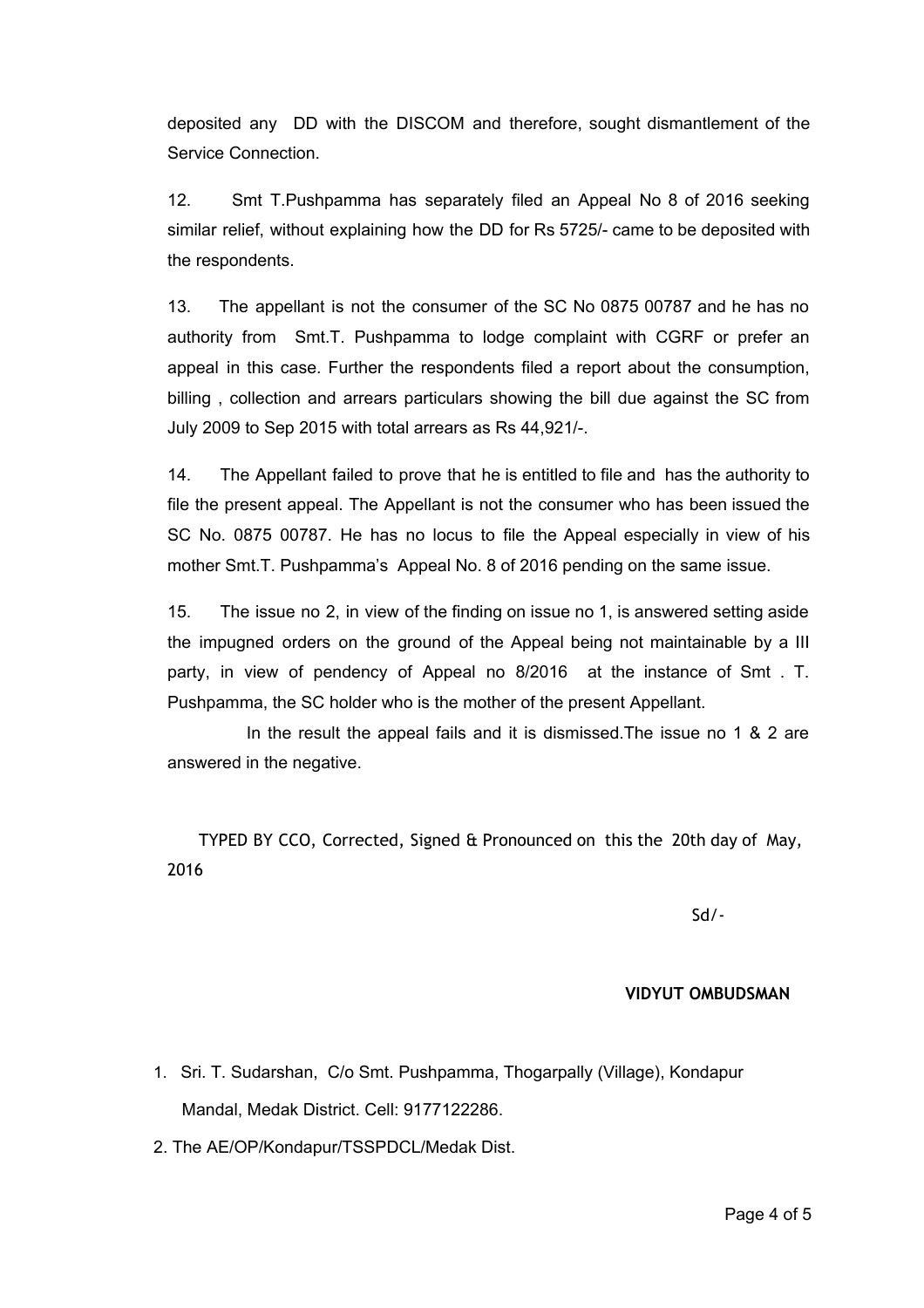deposited any DD with the DISCOM and therefore, sought dismantlement of the Service Connection.

12. Smt T.Pushpamma has separately filed an Appeal No 8 of 2016 seeking similar relief, without explaining how the DD for Rs 5725/- came to be deposited with the respondents.

13. The appellant is not the consumer of the SC No 0875 00787 and he has no authority from Smt.T. Pushpamma to lodge complaint with CGRF or prefer an appeal in this case. Further the respondents filed a report about the consumption, billing , collection and arrears particulars showing the bill due against the SC from July 2009 to Sep 2015 with total arrears as Rs 44,921/-.

14. The Appellant failed to prove that he is entitled to file and has the authority to file the present appeal. The Appellant is not the consumer who has been issued the SC No. 0875 00787. He has no locus to file the Appeal especially in view of his mother Smt.T. Pushpamma's Appeal No. 8 of 2016 pending on the same issue.

15. The issue no 2, in view of the finding on issue no 1, is answered setting aside the impugned orders on the ground of the Appeal being not maintainable by a III party, in view of pendency of Appeal no 8/2016 at the instance of Smt . T. Pushpamma, the SC holder who is the mother of the present Appellant.

In the result the appeal fails and it is dismissed.The issue no 1 & 2 are answered in the negative.

TYPED BY CCO, Corrected, Signed & Pronounced on this the 20th day of May, 2016

Sd/-

**VIDYUT OMBUDSMAN**

1. Sri. T. Sudarshan, C/o Smt. Pushpamma, Thogarpally (Village), Kondapur Mandal, Medak District. Cell: 9177122286.
2. The AE/OP/Kondapur/TSSPDCL/Medak Dist.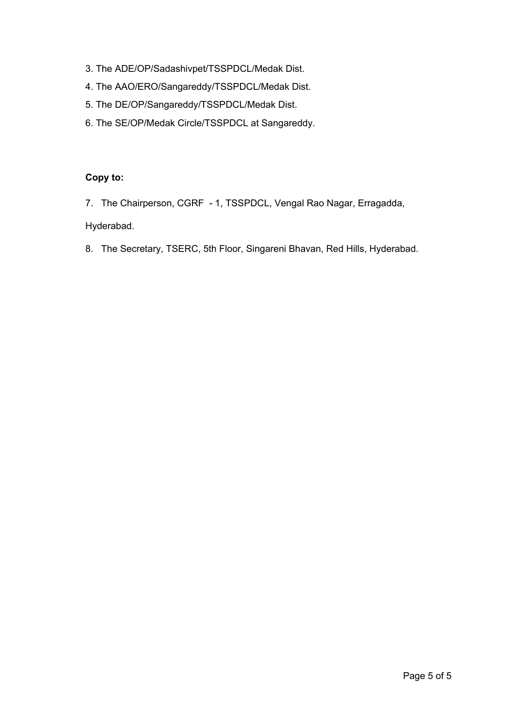3. The ADE/OP/Sadashivpet/TSSPDCL/Medak Dist.
4. The AAO/ERO/Sangareddy/TSSPDCL/Medak Dist.
5. The DE/OP/Sangareddy/TSSPDCL/Medak Dist.
6. The SE/OP/Medak Circle/TSSPDCL at Sangareddy.

**Copy to:**

7. The Chairperson, CGRF - 1, TSSPDCL, Vengal Rao Nagar, Erragadda, Hyderabad.
8. The Secretary, TSERC, 5th Floor, Singareni Bhavan, Red Hills, Hyderabad.